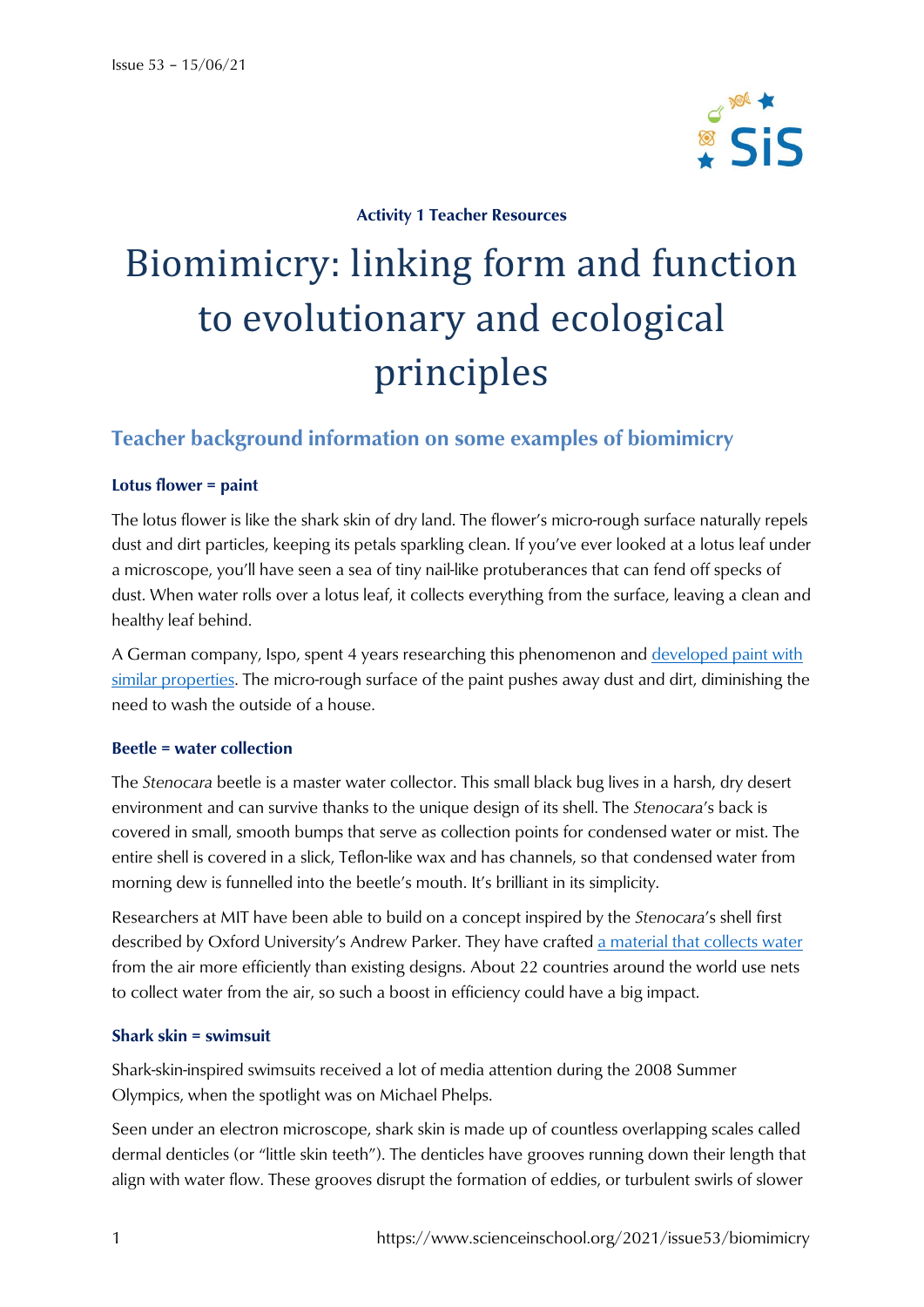**Activity 1 Teacher Resources**

# Biomimicry: linking form and function to evolutionary and ecological principles

## Teacher background information on some examples of biomimicry

### Lotus flower = paint

The lotus flower is like the shark skin of dry land. The flower's micro-rough surface naturally repels dust and dirt particles, keeping its petals sparkling clean. If you've ever looked at a lotus leaf under a microscope, you'll have seen a sea of tiny nail-like protuberances that can fend off specks of dust. When water rolls over a lotus leaf, it collects everything from the surface, leaving a clean and healthy leaf behind.

A German company, Ispo, spent 4 years researching this phenomenon and developed paint with similar properties. The micro-rough surface of the paint pushes away dust and dirt, diminishing the need to wash the outside of a house.

### Beetle = water collection

The *Stenocara* beetle is a master water collector. This small black bug lives in a harsh, dry desert environment and can survive thanks to the unique design of its shell. The *Stenocara*'s back is covered in small, smooth bumps that serve as collection points for condensed water or mist. The entire shell is covered in a slick, Teflon-like wax and has channels, so that condensed water from morning dew is funnelled into the beetle's mouth. It's brilliant in its simplicity.

Researchers at MIT have been able to build on a concept inspired by the *Stenocara*'s shell first described by Oxford University's Andrew Parker. They have crafted a material that collects water from the air more efficiently than existing designs. About 22 countries around the world use nets to collect water from the air, so such a boost in efficiency could have a big impact.

### Shark skin = swimsuit

Shark-skin-inspired swimsuits received a lot of media attention during the 2008 Summer Olympics, when the spotlight was on Michael Phelps.

Seen under an electron microscope, shark skin is made up of countless overlapping scales called dermal denticles (or "little skin teeth"). The denticles have grooves running down their length that align with water flow. These grooves disrupt the formation of eddies, or turbulent swirls of slower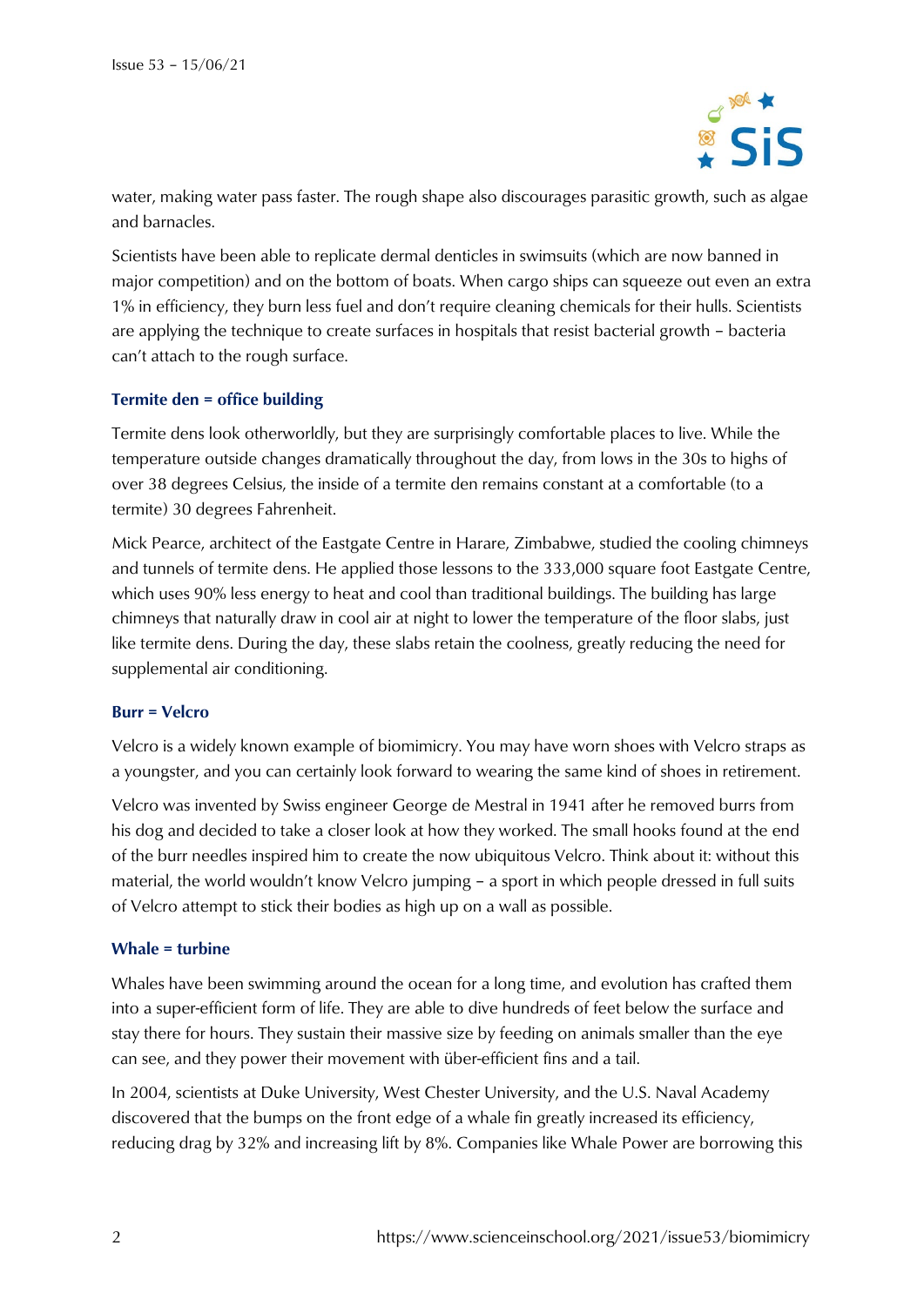water, making water pass faster. The rough shape also discourages parasitic growth, such as algae and barnacles.

Scientists have been able to replicate dermal denticles in swimsuits (which are now banned in major competition) and on the bottom of boats. When cargo ships can squeeze out even an extra 1% in efficiency, they burn less fuel and don't require cleaning chemicals for their hulls. Scientists are applying the technique to create surfaces in hospitals that resist bacterial growth – bacteria can't attach to the rough surface.

### Termite den = office building

Termite dens look otherworldly, but they are surprisingly comfortable places to live. While the temperature outside changes dramatically throughout the day, from lows in the 30s to highs of over 38 degrees Celsius, the inside of a termite den remains constant at a comfortable (to a termite) 30 degrees Fahrenheit.

Mick Pearce, architect of the Eastgate Centre in Harare, Zimbabwe, studied the cooling chimneys and tunnels of termite dens. He applied those lessons to the 333,000 square foot Eastgate Centre, which uses 90% less energy to heat and cool than traditional buildings. The building has large chimneys that naturally draw in cool air at night to lower the temperature of the floor slabs, just like termite dens. During the day, these slabs retain the coolness, greatly reducing the need for supplemental air conditioning.

### Burr = Velcro

Velcro is a widely known example of biomimicry. You may have worn shoes with Velcro straps as a youngster, and you can certainly look forward to wearing the same kind of shoes in retirement.

Velcro was invented by Swiss engineer George de Mestral in 1941 after he removed burrs from his dog and decided to take a closer look at how they worked. The small hooks found at the end of the burr needles inspired him to create the now ubiquitous Velcro. Think about it: without this material, the world wouldn't know Velcro jumping – a sport in which people dressed in full suits of Velcro attempt to stick their bodies as high up on a wall as possible.

### Whale = turbine

Whales have been swimming around the ocean for a long time, and evolution has crafted them into a super-efficient form of life. They are able to dive hundreds of feet below the surface and stay there for hours. They sustain their massive size by feeding on animals smaller than the eye can see, and they power their movement with über-efficient fins and a tail.

In 2004, scientists at Duke University, West Chester University, and the U.S. Naval Academy discovered that the bumps on the front edge of a whale fin greatly increased its efficiency, reducing drag by 32% and increasing lift by 8%. Companies like Whale Power are borrowing this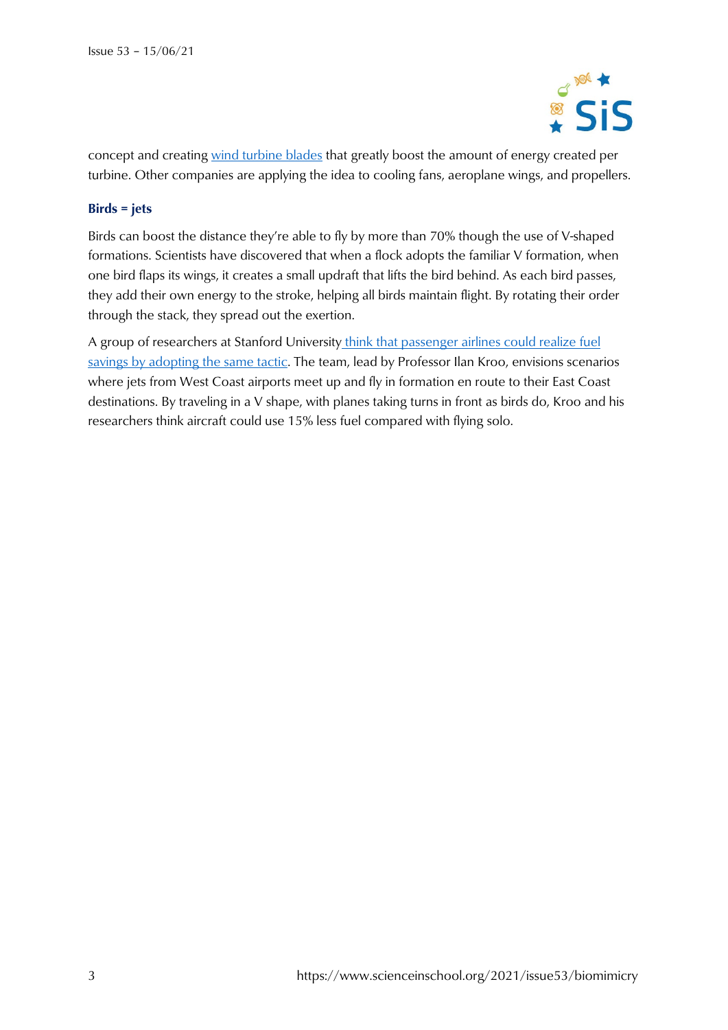concept and creating wind turbine blades that greatly boost the amount of energy created per turbine. Other companies are applying the idea to cooling fans, aeroplane wings, and propellers.

### Birds = jets

Birds can boost the distance they're able to fly by more than 70% though the use of V-shaped formations. Scientists have discovered that when a flock adopts the familiar V formation, when one bird flaps its wings, it creates a small updraft that lifts the bird behind. As each bird passes, they add their own energy to the stroke, helping all birds maintain flight. By rotating their order through the stack, they spread out the exertion.

A group of researchers at Stanford University think that passenger airlines could realize fuel savings by adopting the same tactic. The team, lead by Professor Ilan Kroo, envisions scenarios where jets from West Coast airports meet up and fly in formation en route to their East Coast destinations. By traveling in a V shape, with planes taking turns in front as birds do, Kroo and his researchers think aircraft could use 15% less fuel compared with flying solo.